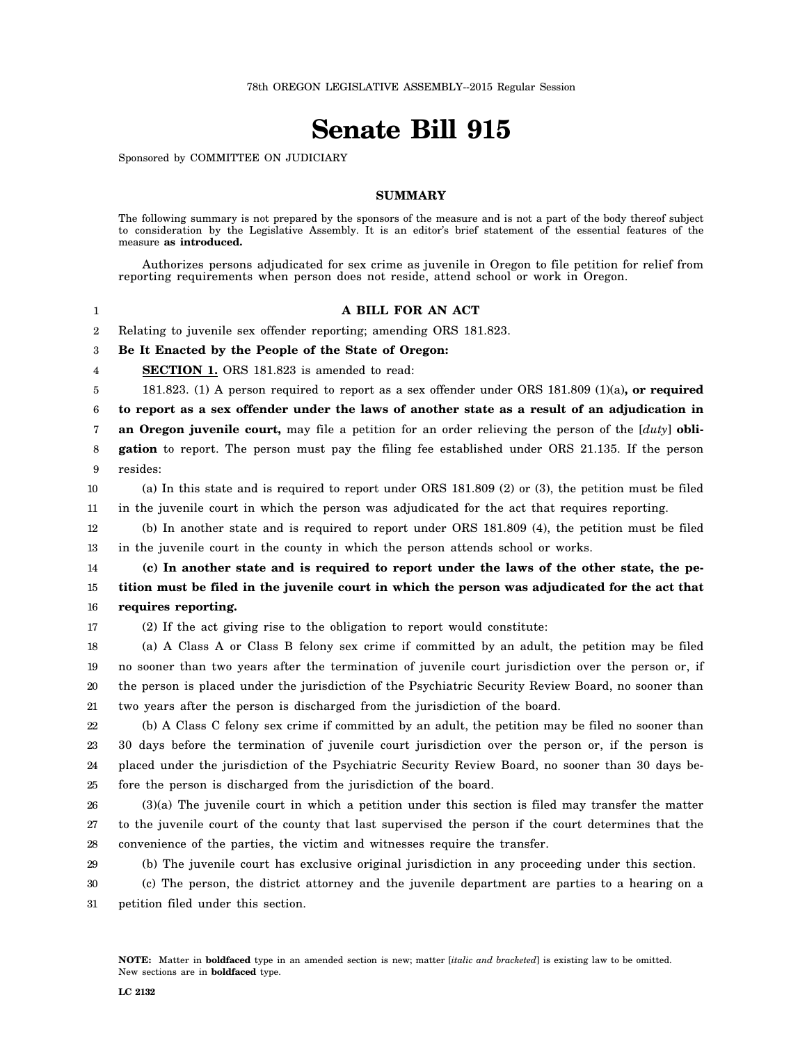78th OREGON LEGISLATIVE ASSEMBLY--2015 Regular Session

# Senate Bill 915

Sponsored by COMMITTEE ON JUDICIARY

## SUMMARY

The following summary is not prepared by the sponsors of the measure and is not a part of the body thereof subject to consideration by the Legislative Assembly. It is an editor's brief statement of the essential features of the measure **as introduced.**

Authorizes persons adjudicated for sex crime as juvenile in Oregon to file petition for relief from reporting requirements when person does not reside, attend school or work in Oregon.

**A BILL FOR AN ACT**

Relating to juvenile sex offender reporting; amending ORS 181.823.

**Be It Enacted by the People of the State of Oregon:**

**SECTION 1.** ORS 181.823 is amended to read:

181.823. (1) A person required to report as a sex offender under ORS 181.809 (1)(a)**, or required to report as a sex offender under the laws of another state as a result of an adjudication in an Oregon juvenile court,** may file a petition for an order relieving the person of the [*duty*] **obligation** to report. The person must pay the filing fee established under ORS 21.135. If the person resides:

(a) In this state and is required to report under ORS 181.809 (2) or (3), the petition must be filed in the juvenile court in which the person was adjudicated for the act that requires reporting.

(b) In another state and is required to report under ORS 181.809 (4), the petition must be filed in the juvenile court in the county in which the person attends school or works.

**(c) In another state and is required to report under the laws of the other state, the petition must be filed in the juvenile court in which the person was adjudicated for the act that requires reporting.**

(2) If the act giving rise to the obligation to report would constitute:

(a) A Class A or Class B felony sex crime if committed by an adult, the petition may be filed no sooner than two years after the termination of juvenile court jurisdiction over the person or, if the person is placed under the jurisdiction of the Psychiatric Security Review Board, no sooner than two years after the person is discharged from the jurisdiction of the board.

(b) A Class C felony sex crime if committed by an adult, the petition may be filed no sooner than 30 days before the termination of juvenile court jurisdiction over the person or, if the person is placed under the jurisdiction of the Psychiatric Security Review Board, no sooner than 30 days before the person is discharged from the jurisdiction of the board.

(3)(a) The juvenile court in which a petition under this section is filed may transfer the matter to the juvenile court of the county that last supervised the person if the court determines that the convenience of the parties, the victim and witnesses require the transfer.

(b) The juvenile court has exclusive original jurisdiction in any proceeding under this section.

(c) The person, the district attorney and the juvenile department are parties to a hearing on a petition filed under this section.

**NOTE:** Matter in **boldfaced** type in an amended section is new; matter [*italic and bracketed*] is existing law to be omitted. New sections are in **boldfaced** type.

LC 2132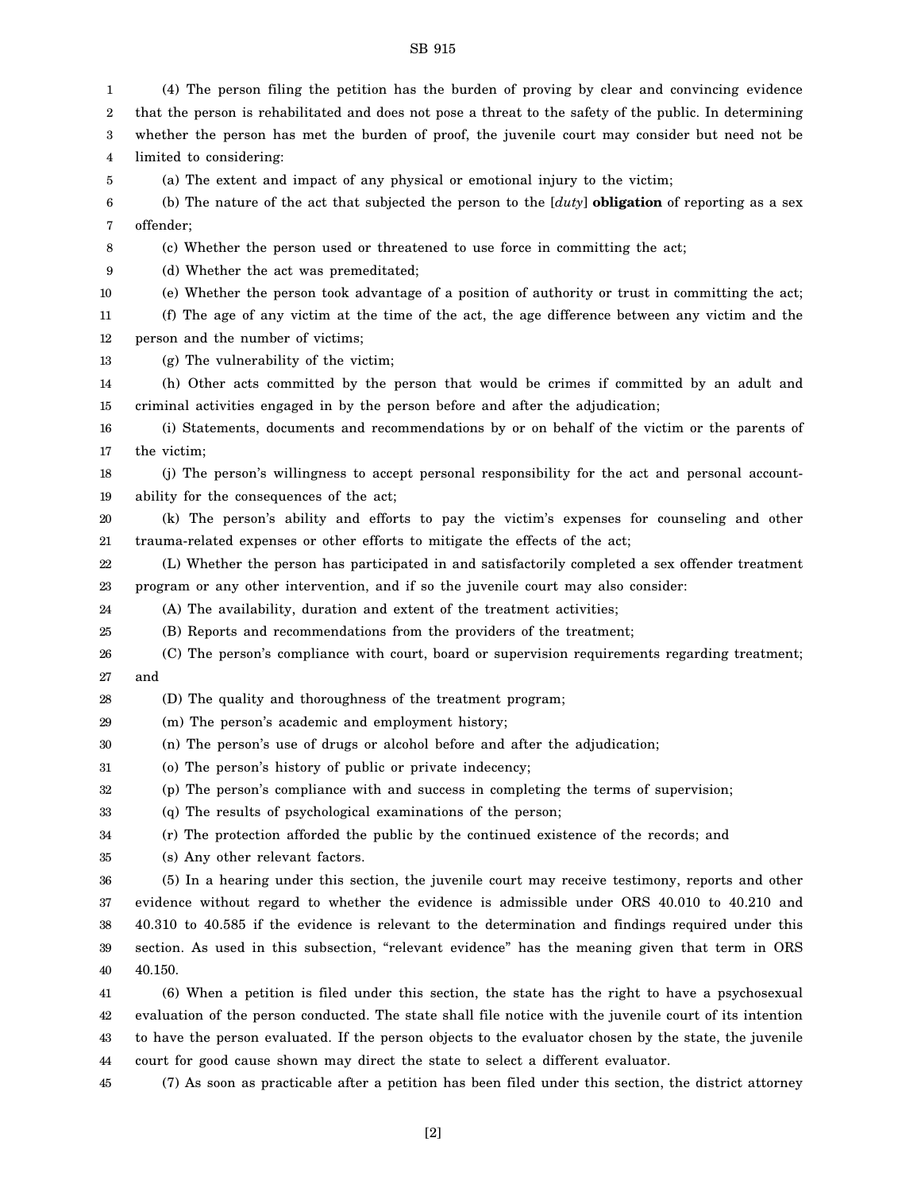(4) The person filing the petition has the burden of proving by clear and convincing evidence that the person is rehabilitated and does not pose a threat to the safety of the public. In determining whether the person has met the burden of proof, the juvenile court may consider but need not be limited to considering:

(a) The extent and impact of any physical or emotional injury to the victim;

(b) The nature of the act that subjected the person to the [*duty*] **obligation** of reporting as a sex offender;

(c) Whether the person used or threatened to use force in committing the act;

(d) Whether the act was premeditated;

(e) Whether the person took advantage of a position of authority or trust in committing the act;

(f) The age of any victim at the time of the act, the age difference between any victim and the person and the number of victims;

(g) The vulnerability of the victim;

(h) Other acts committed by the person that would be crimes if committed by an adult and criminal activities engaged in by the person before and after the adjudication;

(i) Statements, documents and recommendations by or on behalf of the victim or the parents of the victim;

(j) The person's willingness to accept personal responsibility for the act and personal accountability for the consequences of the act;

(k) The person's ability and efforts to pay the victim's expenses for counseling and other trauma-related expenses or other efforts to mitigate the effects of the act;

(L) Whether the person has participated in and satisfactorily completed a sex offender treatment program or any other intervention, and if so the juvenile court may also consider:

(A) The availability, duration and extent of the treatment activities;

(B) Reports and recommendations from the providers of the treatment;

(C) The person's compliance with court, board or supervision requirements regarding treatment; and

(D) The quality and thoroughness of the treatment program;

(m) The person's academic and employment history;

(n) The person's use of drugs or alcohol before and after the adjudication;

(o) The person's history of public or private indecency;

(p) The person's compliance with and success in completing the terms of supervision;

(q) The results of psychological examinations of the person;

(r) The protection afforded the public by the continued existence of the records; and

(s) Any other relevant factors.

(5) In a hearing under this section, the juvenile court may receive testimony, reports and other evidence without regard to whether the evidence is admissible under ORS 40.010 to 40.210 and 40.310 to 40.585 if the evidence is relevant to the determination and findings required under this section. As used in this subsection, "relevant evidence" has the meaning given that term in ORS 40.150.

(6) When a petition is filed under this section, the state has the right to have a psychosexual evaluation of the person conducted. The state shall file notice with the juvenile court of its intention to have the person evaluated. If the person objects to the evaluator chosen by the state, the juvenile court for good cause shown may direct the state to select a different evaluator.

(7) As soon as practicable after a petition has been filed under this section, the district attorney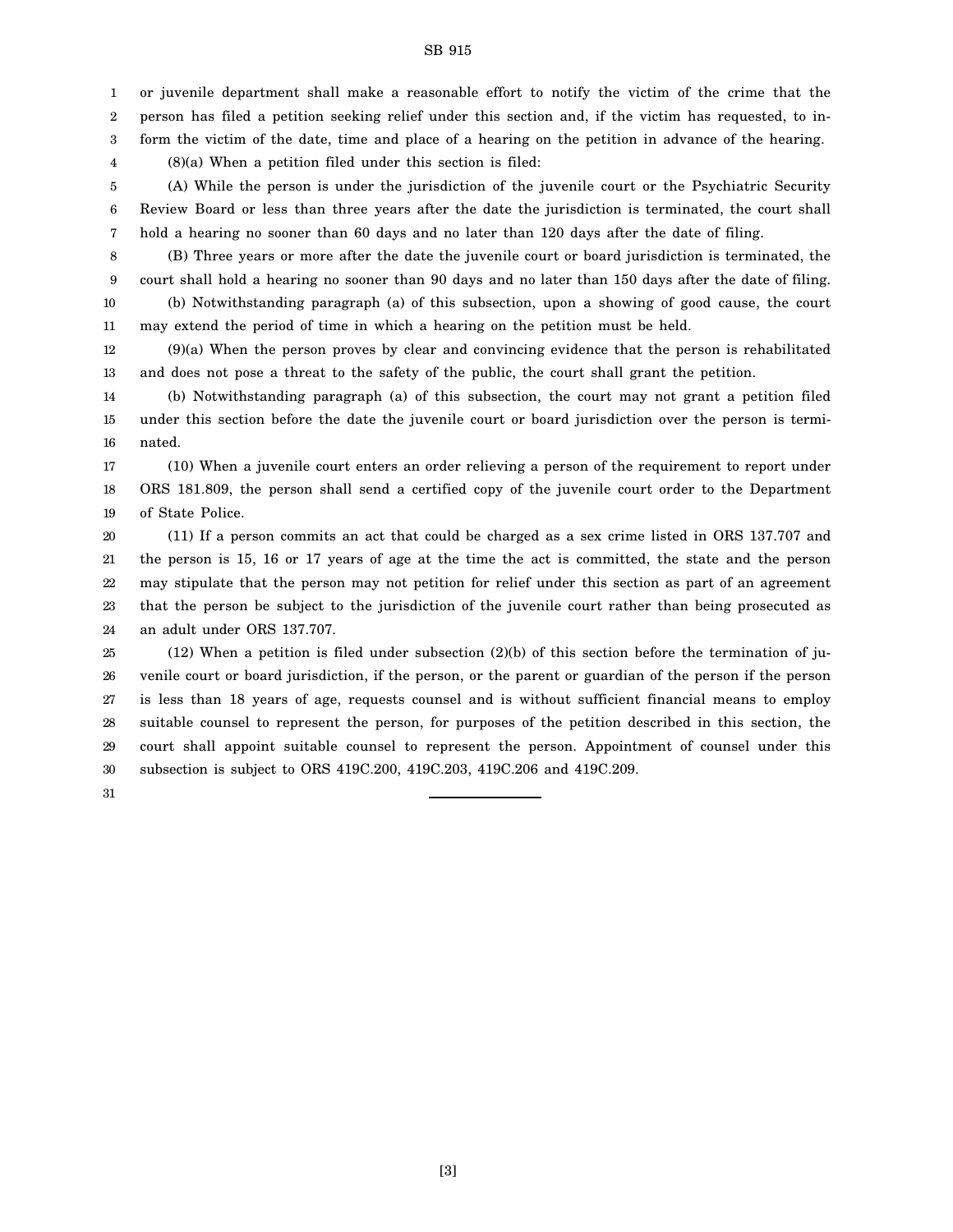or juvenile department shall make a reasonable effort to notify the victim of the crime that the person has filed a petition seeking relief under this section and, if the victim has requested, to inform the victim of the date, time and place of a hearing on the petition in advance of the hearing.

(8)(a) When a petition filed under this section is filed:

(A) While the person is under the jurisdiction of the juvenile court or the Psychiatric Security Review Board or less than three years after the date the jurisdiction is terminated, the court shall hold a hearing no sooner than 60 days and no later than 120 days after the date of filing.

(B) Three years or more after the date the juvenile court or board jurisdiction is terminated, the court shall hold a hearing no sooner than 90 days and no later than 150 days after the date of filing.

(b) Notwithstanding paragraph (a) of this subsection, upon a showing of good cause, the court may extend the period of time in which a hearing on the petition must be held.

(9)(a) When the person proves by clear and convincing evidence that the person is rehabilitated and does not pose a threat to the safety of the public, the court shall grant the petition.

(b) Notwithstanding paragraph (a) of this subsection, the court may not grant a petition filed under this section before the date the juvenile court or board jurisdiction over the person is terminated.

(10) When a juvenile court enters an order relieving a person of the requirement to report under ORS 181.809, the person shall send a certified copy of the juvenile court order to the Department of State Police.

(11) If a person commits an act that could be charged as a sex crime listed in ORS 137.707 and the person is 15, 16 or 17 years of age at the time the act is committed, the state and the person may stipulate that the person may not petition for relief under this section as part of an agreement that the person be subject to the jurisdiction of the juvenile court rather than being prosecuted as an adult under ORS 137.707.

(12) When a petition is filed under subsection (2)(b) of this section before the termination of juvenile court or board jurisdiction, if the person, or the parent or guardian of the person if the person is less than 18 years of age, requests counsel and is without sufficient financial means to employ suitable counsel to represent the person, for purposes of the petition described in this section, the court shall appoint suitable counsel to represent the person. Appointment of counsel under this subsection is subject to ORS 419C.200, 419C.203, 419C.206 and 419C.209.